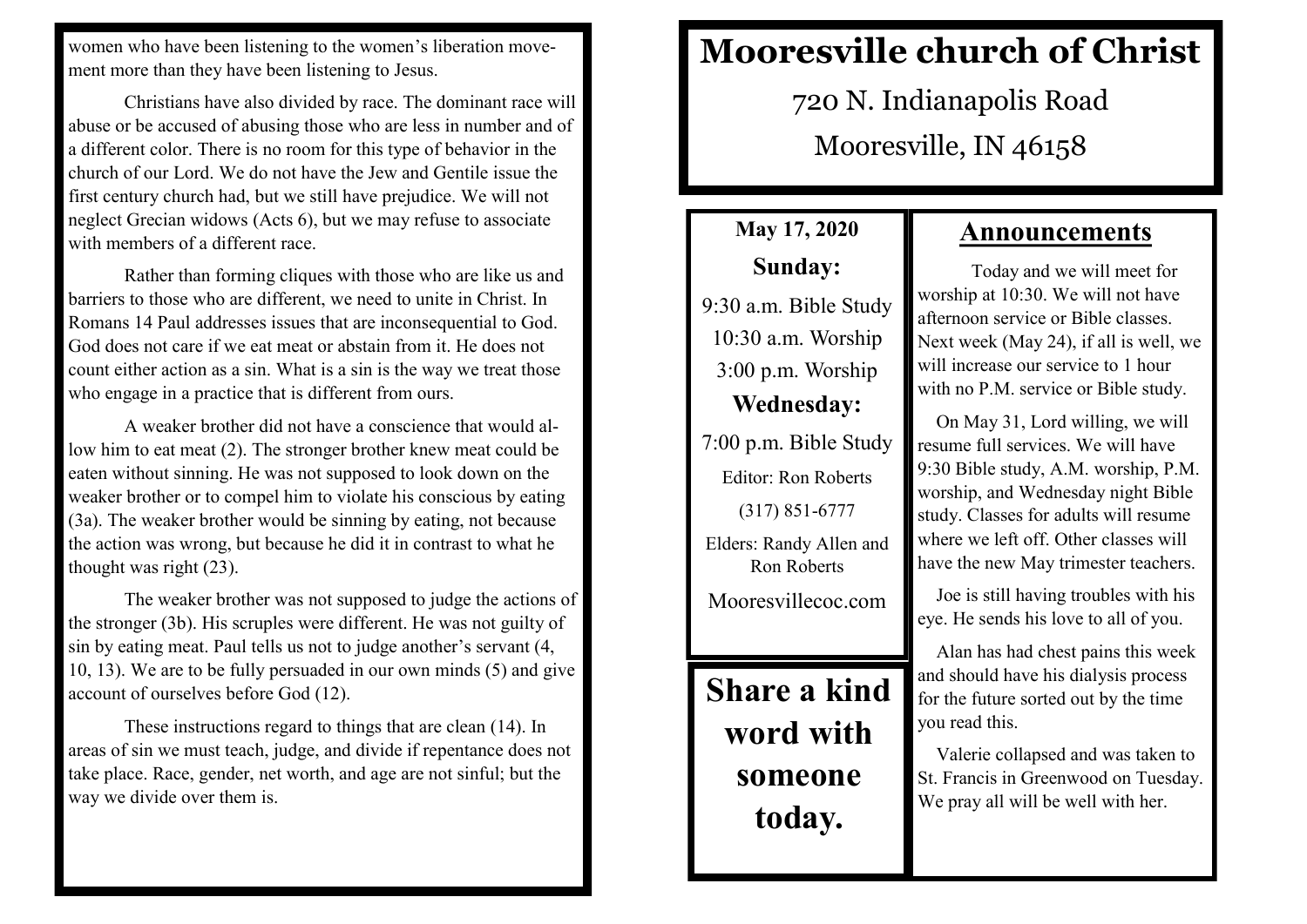women who have been listening to the women's liberation movement more than they have been listening to Jesus.

Christians have also divided by race. The dominant race will abuse or be accused of abusing those who are less in number and of a different color. There is no room for this type of behavior in the church of our Lord. We do not have the Jew and Gentile issue the first century church had, but we still have prejudice. We will not neglect Grecian widows (Acts 6), but we may refuse to associate with members of a different race.

Rather than forming cliques with those who are like us and barriers to those who are different, we need to unite in Christ. In Romans 14 Paul addresses issues that are inconsequential to God. God does not care if we eat meat or abstain from it. He does not count either action as a sin. What is a sin is the way we treat those who engage in a practice that is different from ours.

A weaker brother did not have a conscience that would allow him to eat meat (2). The stronger brother knew meat could be eaten without sinning. He was not supposed to look down on the weaker brother or to compel him to violate his conscious by eating (3a). The weaker brother would be sinning by eating, not because the action was wrong, but because he did it in contrast to what he thought was right (23).

The weaker brother was not supposed to judge the actions of the stronger (3b). His scruples were different. He was not guilty of sin by eating meat. Paul tells us not to judge another's servant (4, 10, 13). We are to be fully persuaded in our own minds (5) and give account of ourselves before God (12).

These instructions regard to things that are clean (14). In areas of sin we must teach, judge, and divide if repentance does not take place. Race, gender, net worth, and age are not sinful; but the way we divide over them is.

# Mooresville church of Christ

720 N. Indianapolis Road

Mooresville, IN 46158

**May 17, 2020**

**Sunday:**

9:30 a.m. Bible Study

10:30 a.m. Worship

3:00 p.m. Worship

**Wednesday:**

7:00 p.m. Bible Study

Editor: Ron Roberts

(317) 851-6777

Elders: Randy Allen and Ron Roberts

Mooresvillecoc.com

**Share a kind word with someone today.**

## Announcements

Today and we will meet for worship at 10:30. We will not have afternoon service or Bible classes. Next week (May 24), if all is well, we will increase our service to 1 hour with no P.M. service or Bible study.

On May 31, Lord willing, we will resume full services. We will have 9:30 Bible study, A.M. worship, P.M. worship, and Wednesday night Bible study. Classes for adults will resume where we left off. Other classes will have the new May trimester teachers.

Joe is still having troubles with his eye. He sends his love to all of you.

Alan has had chest pains this week and should have his dialysis process for the future sorted out by the time you read this.

Valerie collapsed and was taken to St. Francis in Greenwood on Tuesday. We pray all will be well with her.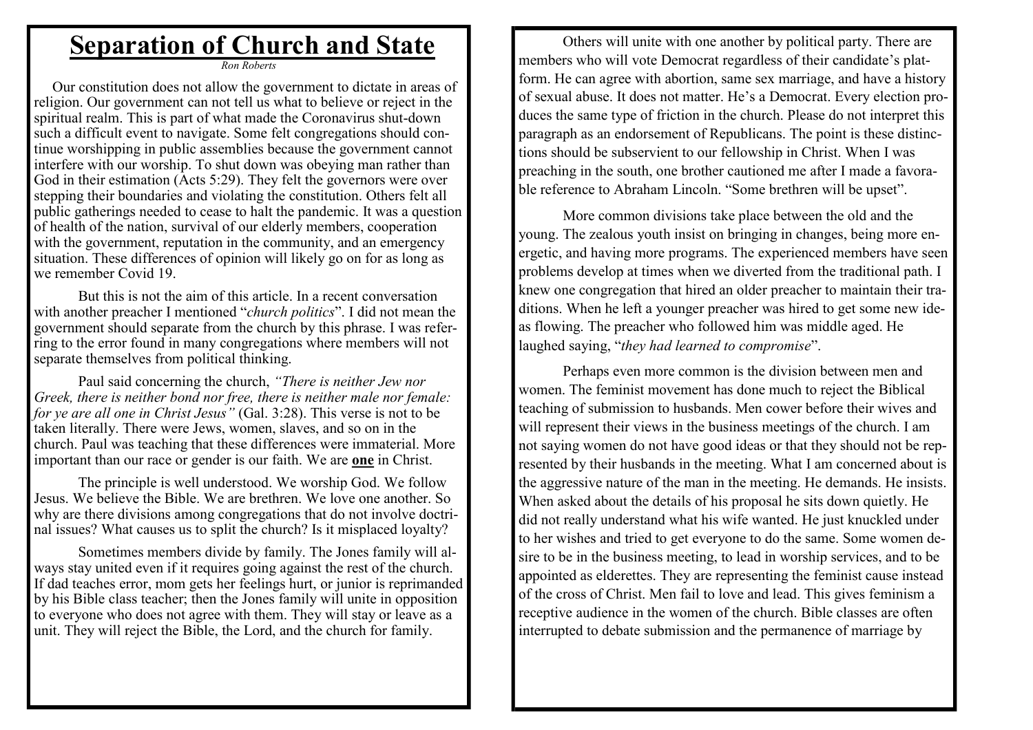# Separation of Church and State

*Ron Roberts*

Our constitution does not allow the government to dictate in areas of religion. Our government can not tell us what to believe or reject in the spiritual realm. This is part of what made the Coronavirus shut-down such a difficult event to navigate. Some felt congregations should continue worshipping in public assemblies because the government cannot interfere with our worship. To shut down was obeying man rather than God in their estimation (Acts 5:29). They felt the governors were over stepping their boundaries and violating the constitution. Others felt all public gatherings needed to cease to halt the pandemic. It was a question of health of the nation, survival of our elderly members, cooperation with the government, reputation in the community, and an emergency situation. These differences of opinion will likely go on for as long as we remember Covid 19.

But this is not the aim of this article. In a recent conversation with another preacher I mentioned "*church politics*". I did not mean the government should separate from the church by this phrase. I was referring to the error found in many congregations where members will not separate themselves from political thinking.

Paul said concerning the church, *"There is neither Jew nor Greek, there is neither bond nor free, there is neither male nor female: for ye are all one in Christ Jesus"* (Gal. 3:28). This verse is not to be taken literally. There were Jews, women, slaves, and so on in the church. Paul was teaching that these differences were immaterial. More important than our race or gender is our faith. We are **one** in Christ.

The principle is well understood. We worship God. We follow Jesus. We believe the Bible. We are brethren. We love one another. So why are there divisions among congregations that do not involve doctrinal issues? What causes us to split the church? Is it misplaced loyalty?

Sometimes members divide by family. The Jones family will always stay united even if it requires going against the rest of the church. If dad teaches error, mom gets her feelings hurt, or junior is reprimanded by his Bible class teacher; then the Jones family will unite in opposition to everyone who does not agree with them. They will stay or leave as a unit. They will reject the Bible, the Lord, and the church for family.

Others will unite with one another by political party. There are members who will vote Democrat regardless of their candidate's platform. He can agree with abortion, same sex marriage, and have a history of sexual abuse. It does not matter. He's a Democrat. Every election produces the same type of friction in the church. Please do not interpret this paragraph as an endorsement of Republicans. The point is these distinctions should be subservient to our fellowship in Christ. When I was preaching in the south, one brother cautioned me after I made a favorable reference to Abraham Lincoln. "Some brethren will be upset".

More common divisions take place between the old and the young. The zealous youth insist on bringing in changes, being more energetic, and having more programs. The experienced members have seen problems develop at times when we diverted from the traditional path. I knew one congregation that hired an older preacher to maintain their traditions. When he left a younger preacher was hired to get some new ideas flowing. The preacher who followed him was middle aged. He laughed saying, "*they had learned to compromise*".

Perhaps even more common is the division between men and women. The feminist movement has done much to reject the Biblical teaching of submission to husbands. Men cower before their wives and will represent their views in the business meetings of the church. I am not saying women do not have good ideas or that they should not be represented by their husbands in the meeting. What I am concerned about is the aggressive nature of the man in the meeting. He demands. He insists. When asked about the details of his proposal he sits down quietly. He did not really understand what his wife wanted. He just knuckled under to her wishes and tried to get everyone to do the same. Some women desire to be in the business meeting, to lead in worship services, and to be appointed as elderettes. They are representing the feminist cause instead of the cross of Christ. Men fail to love and lead. This gives feminism a receptive audience in the women of the church. Bible classes are often interrupted to debate submission and the permanence of marriage by